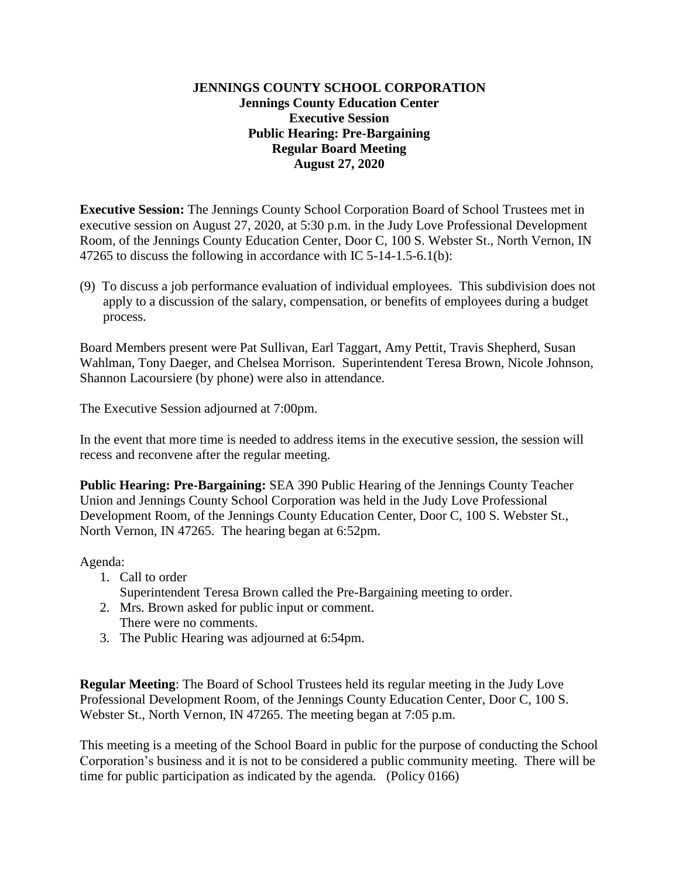**JENNINGS COUNTY SCHOOL CORPORATION**
**Jennings County Education Center**
**Executive Session**
**Public Hearing: Pre-Bargaining**
**Regular Board Meeting**
**August 27, 2020**

**Executive Session:** The Jennings County School Corporation Board of School Trustees met in executive session on August 27, 2020, at 5:30 p.m. in the Judy Love Professional Development Room, of the Jennings County Education Center, Door C, 100 S. Webster St., North Vernon, IN 47265 to discuss the following in accordance with IC 5-14-1.5-6.1(b):

(9) To discuss a job performance evaluation of individual employees. This subdivision does not apply to a discussion of the salary, compensation, or benefits of employees during a budget process.

Board Members present were Pat Sullivan, Earl Taggart, Amy Pettit, Travis Shepherd, Susan Wahlman, Tony Daeger, and Chelsea Morrison. Superintendent Teresa Brown, Nicole Johnson, Shannon Lacoursiere (by phone) were also in attendance.

The Executive Session adjourned at 7:00pm.

In the event that more time is needed to address items in the executive session, the session will recess and reconvene after the regular meeting.

**Public Hearing: Pre-Bargaining:** SEA 390 Public Hearing of the Jennings County Teacher Union and Jennings County School Corporation was held in the Judy Love Professional Development Room, of the Jennings County Education Center, Door C, 100 S. Webster St., North Vernon, IN 47265. The hearing began at 6:52pm.

Agenda:

1. Call to order
   Superintendent Teresa Brown called the Pre-Bargaining meeting to order.
2. Mrs. Brown asked for public input or comment.
   There were no comments.
3. The Public Hearing was adjourned at 6:54pm.

**Regular Meeting**: The Board of School Trustees held its regular meeting in the Judy Love Professional Development Room, of the Jennings County Education Center, Door C, 100 S. Webster St., North Vernon, IN 47265. The meeting began at 7:05 p.m.

This meeting is a meeting of the School Board in public for the purpose of conducting the School Corporation's business and it is not to be considered a public community meeting. There will be time for public participation as indicated by the agenda. (Policy 0166)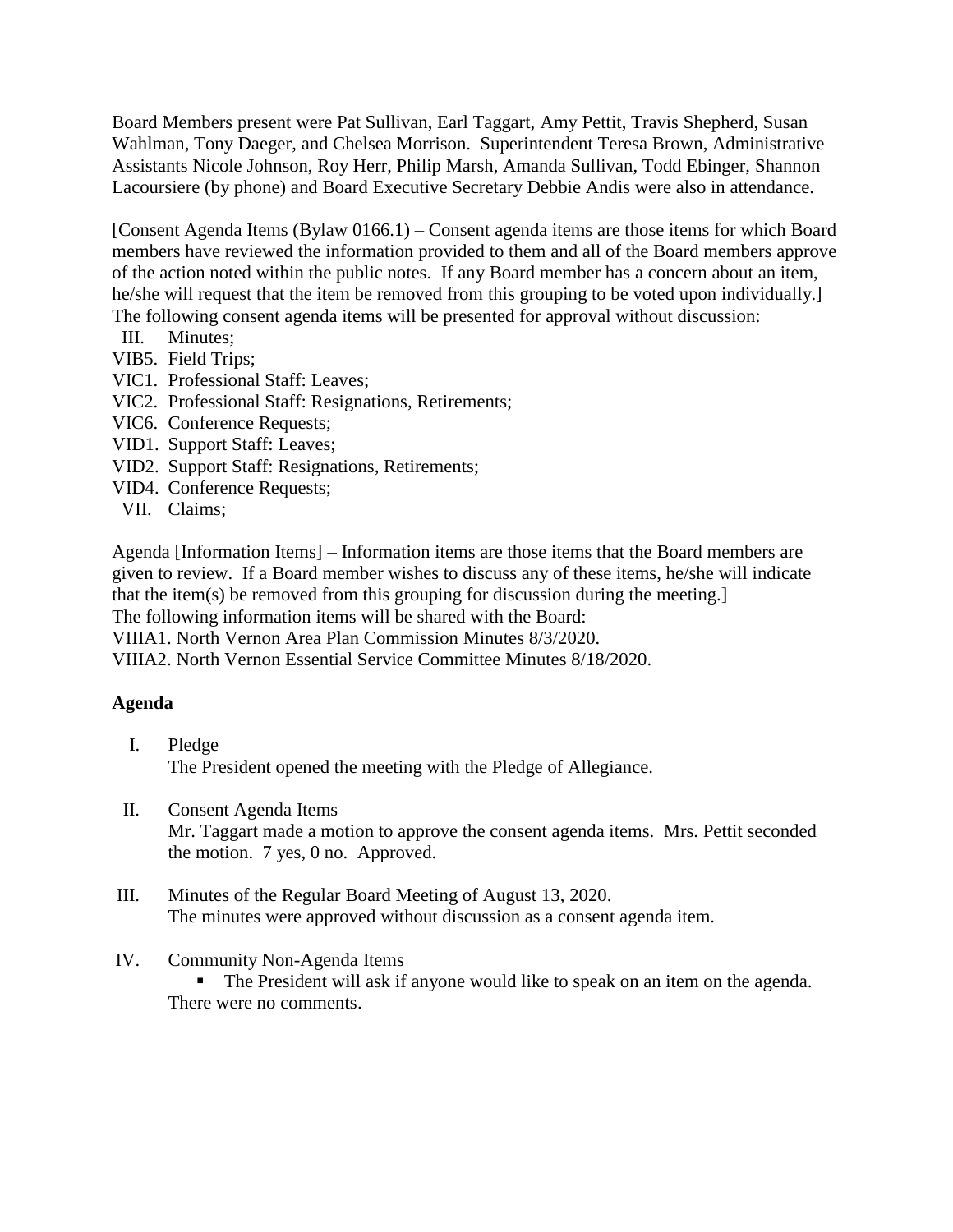Board Members present were Pat Sullivan, Earl Taggart, Amy Pettit, Travis Shepherd, Susan Wahlman, Tony Daeger, and Chelsea Morrison. Superintendent Teresa Brown, Administrative Assistants Nicole Johnson, Roy Herr, Philip Marsh, Amanda Sullivan, Todd Ebinger, Shannon Lacoursiere (by phone) and Board Executive Secretary Debbie Andis were also in attendance.

[Consent Agenda Items (Bylaw 0166.1) – Consent agenda items are those items for which Board members have reviewed the information provided to them and all of the Board members approve of the action noted within the public notes. If any Board member has a concern about an item, he/she will request that the item be removed from this grouping to be voted upon individually.] The following consent agenda items will be presented for approval without discussion:

III. Minutes;
VIB5. Field Trips;
VIC1. Professional Staff: Leaves;
VIC2. Professional Staff: Resignations, Retirements;
VIC6. Conference Requests;
VID1. Support Staff: Leaves;
VID2. Support Staff: Resignations, Retirements;
VID4. Conference Requests;
VII. Claims;

Agenda [Information Items] – Information items are those items that the Board members are given to review. If a Board member wishes to discuss any of these items, he/she will indicate that the item(s) be removed from this grouping for discussion during the meeting.]
The following information items will be shared with the Board:
VIIIA1. North Vernon Area Plan Commission Minutes 8/3/2020.
VIIIA2. North Vernon Essential Service Committee Minutes 8/18/2020.

**Agenda**

I. Pledge
The President opened the meeting with the Pledge of Allegiance.

II. Consent Agenda Items
Mr. Taggart made a motion to approve the consent agenda items. Mrs. Pettit seconded the motion. 7 yes, 0 no. Approved.

III. Minutes of the Regular Board Meeting of August 13, 2020.
The minutes were approved without discussion as a consent agenda item.

IV. Community Non-Agenda Items
- The President will ask if anyone would like to speak on an item on the agenda.

There were no comments.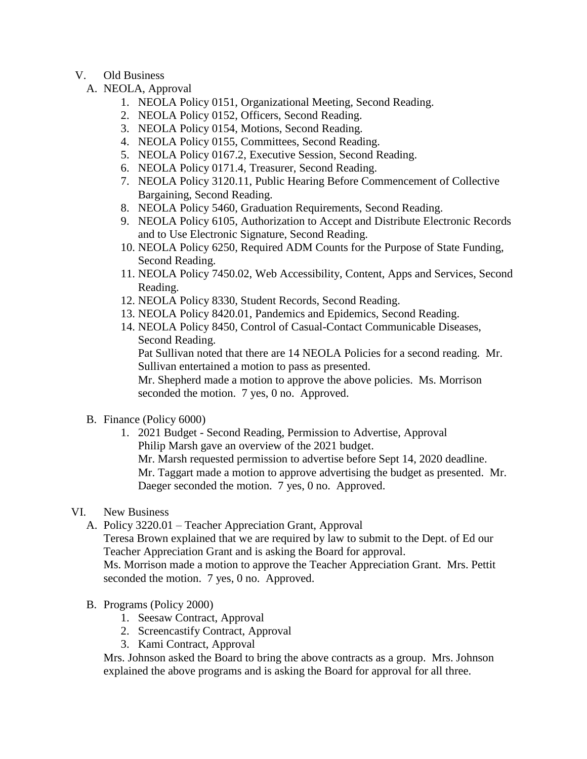V. Old Business

A. NEOLA, Approval

1. NEOLA Policy 0151, Organizational Meeting, Second Reading.
2. NEOLA Policy 0152, Officers, Second Reading.
3. NEOLA Policy 0154, Motions, Second Reading.
4. NEOLA Policy 0155, Committees, Second Reading.
5. NEOLA Policy 0167.2, Executive Session, Second Reading.
6. NEOLA Policy 0171.4, Treasurer, Second Reading.
7. NEOLA Policy 3120.11, Public Hearing Before Commencement of Collective Bargaining, Second Reading.
8. NEOLA Policy 5460, Graduation Requirements, Second Reading.
9. NEOLA Policy 6105, Authorization to Accept and Distribute Electronic Records and to Use Electronic Signature, Second Reading.
10. NEOLA Policy 6250, Required ADM Counts for the Purpose of State Funding, Second Reading.
11. NEOLA Policy 7450.02, Web Accessibility, Content, Apps and Services, Second Reading.
12. NEOLA Policy 8330, Student Records, Second Reading.
13. NEOLA Policy 8420.01, Pandemics and Epidemics, Second Reading.
14. NEOLA Policy 8450, Control of Casual-Contact Communicable Diseases, Second Reading.

    Pat Sullivan noted that there are 14 NEOLA Policies for a second reading. Mr. Sullivan entertained a motion to pass as presented.

    Mr. Shepherd made a motion to approve the above policies. Ms. Morrison seconded the motion. 7 yes, 0 no. Approved.

B. Finance (Policy 6000)

1. 2021 Budget - Second Reading, Permission to Advertise, Approval

   Philip Marsh gave an overview of the 2021 budget.

   Mr. Marsh requested permission to advertise before Sept 14, 2020 deadline.

   Mr. Taggart made a motion to approve advertising the budget as presented. Mr. Daeger seconded the motion. 7 yes, 0 no. Approved.

VI. New Business

A. Policy 3220.01 – Teacher Appreciation Grant, Approval

Teresa Brown explained that we are required by law to submit to the Dept. of Ed our Teacher Appreciation Grant and is asking the Board for approval.

Ms. Morrison made a motion to approve the Teacher Appreciation Grant. Mrs. Pettit seconded the motion. 7 yes, 0 no. Approved.

B. Programs (Policy 2000)

1. Seesaw Contract, Approval
2. Screencastify Contract, Approval
3. Kami Contract, Approval

Mrs. Johnson asked the Board to bring the above contracts as a group. Mrs. Johnson explained the above programs and is asking the Board for approval for all three.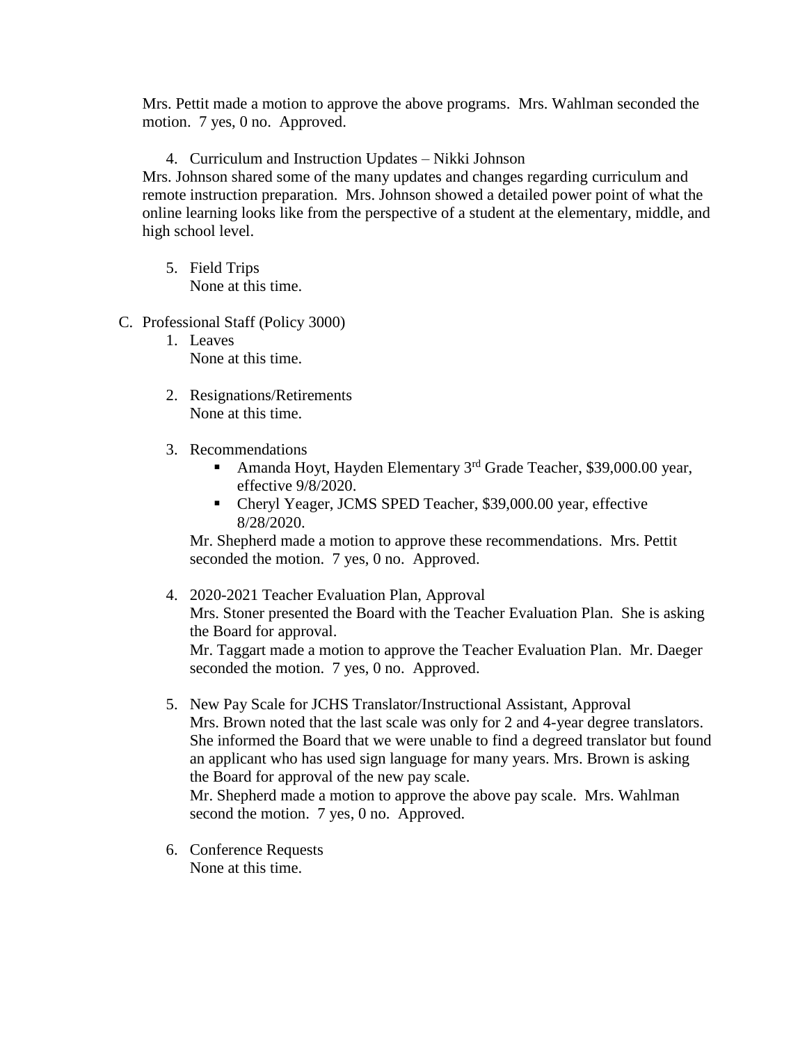Mrs. Pettit made a motion to approve the above programs. Mrs. Wahlman seconded the motion. 7 yes, 0 no. Approved.

4. Curriculum and Instruction Updates – Nikki Johnson

Mrs. Johnson shared some of the many updates and changes regarding curriculum and remote instruction preparation. Mrs. Johnson showed a detailed power point of what the online learning looks like from the perspective of a student at the elementary, middle, and high school level.

5. Field Trips

   None at this time.

C. Professional Staff (Policy 3000)

1. Leaves

   None at this time.

2. Resignations/Retirements

   None at this time.

3. Recommendations
   - Amanda Hoyt, Hayden Elementary 3rd Grade Teacher, $39,000.00 year, effective 9/8/2020.
   - Cheryl Yeager, JCMS SPED Teacher, $39,000.00 year, effective 8/28/2020.

   Mr. Shepherd made a motion to approve these recommendations. Mrs. Pettit seconded the motion. 7 yes, 0 no. Approved.

4. 2020-2021 Teacher Evaluation Plan, Approval

   Mrs. Stoner presented the Board with the Teacher Evaluation Plan. She is asking the Board for approval.

   Mr. Taggart made a motion to approve the Teacher Evaluation Plan. Mr. Daeger seconded the motion. 7 yes, 0 no. Approved.

5. New Pay Scale for JCHS Translator/Instructional Assistant, Approval

   Mrs. Brown noted that the last scale was only for 2 and 4-year degree translators. She informed the Board that we were unable to find a degreed translator but found an applicant who has used sign language for many years. Mrs. Brown is asking the Board for approval of the new pay scale.

   Mr. Shepherd made a motion to approve the above pay scale. Mrs. Wahlman second the motion. 7 yes, 0 no. Approved.

6. Conference Requests

   None at this time.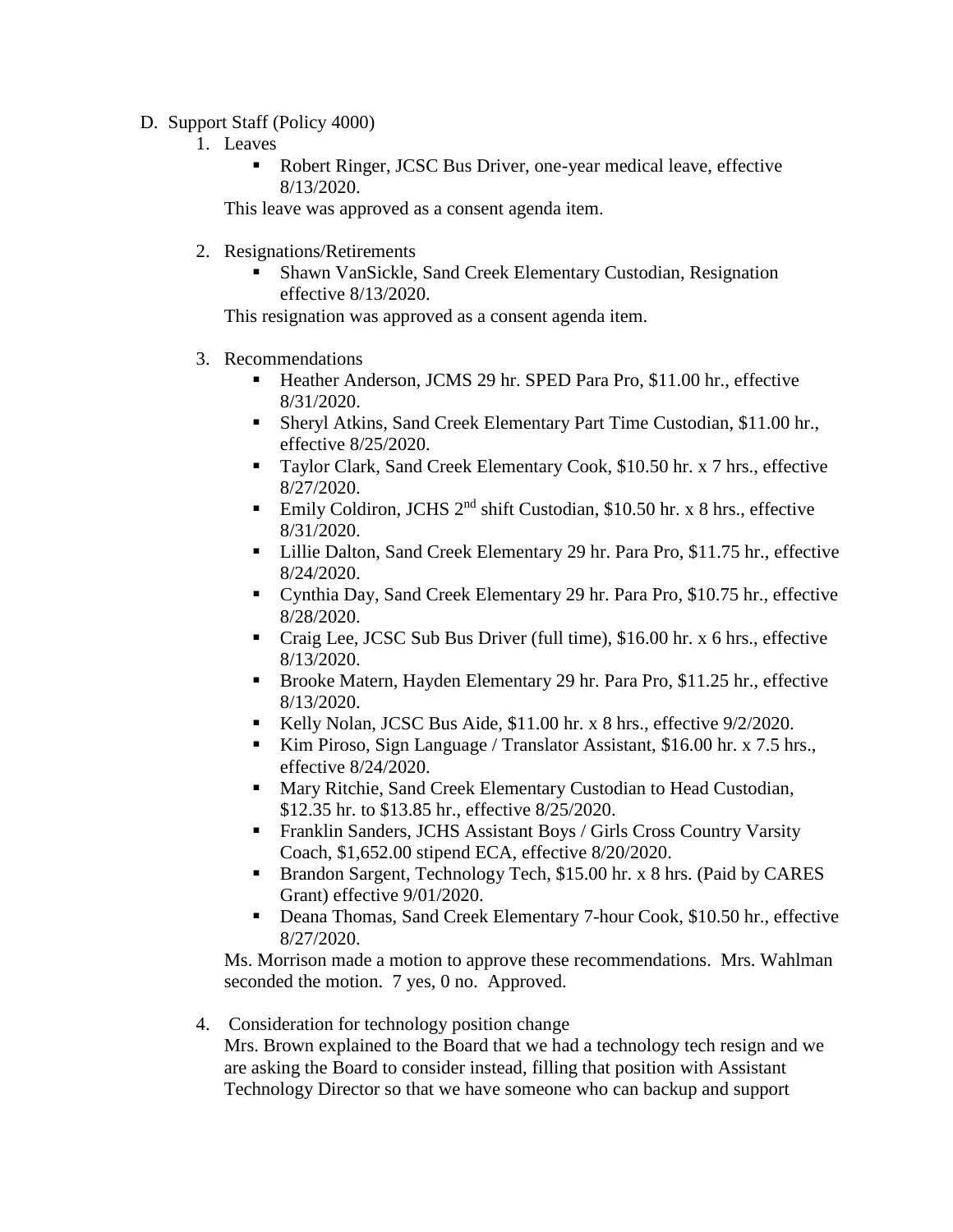D. Support Staff (Policy 4000)

1. Leaves
   - Robert Ringer, JCSC Bus Driver, one-year medical leave, effective 8/13/2020.

   This leave was approved as a consent agenda item.

2. Resignations/Retirements
   - Shawn VanSickle, Sand Creek Elementary Custodian, Resignation effective 8/13/2020.

   This resignation was approved as a consent agenda item.

3. Recommendations
   - Heather Anderson, JCMS 29 hr. SPED Para Pro, $11.00 hr., effective 8/31/2020.
   - Sheryl Atkins, Sand Creek Elementary Part Time Custodian, $11.00 hr., effective 8/25/2020.
   - Taylor Clark, Sand Creek Elementary Cook, $10.50 hr. x 7 hrs., effective 8/27/2020.
   - Emily Coldiron, JCHS 2nd shift Custodian, $10.50 hr. x 8 hrs., effective 8/31/2020.
   - Lillie Dalton, Sand Creek Elementary 29 hr. Para Pro, $11.75 hr., effective 8/24/2020.
   - Cynthia Day, Sand Creek Elementary 29 hr. Para Pro, $10.75 hr., effective 8/28/2020.
   - Craig Lee, JCSC Sub Bus Driver (full time), $16.00 hr. x 6 hrs., effective 8/13/2020.
   - Brooke Matern, Hayden Elementary 29 hr. Para Pro, $11.25 hr., effective 8/13/2020.
   - Kelly Nolan, JCSC Bus Aide, $11.00 hr. x 8 hrs., effective 9/2/2020.
   - Kim Piroso, Sign Language / Translator Assistant, $16.00 hr. x 7.5 hrs., effective 8/24/2020.
   - Mary Ritchie, Sand Creek Elementary Custodian to Head Custodian, $12.35 hr. to $13.85 hr., effective 8/25/2020.
   - Franklin Sanders, JCHS Assistant Boys / Girls Cross Country Varsity Coach, $1,652.00 stipend ECA, effective 8/20/2020.
   - Brandon Sargent, Technology Tech, $15.00 hr. x 8 hrs. (Paid by CARES Grant) effective 9/01/2020.
   - Deana Thomas, Sand Creek Elementary 7-hour Cook, $10.50 hr., effective 8/27/2020.

   Ms. Morrison made a motion to approve these recommendations. Mrs. Wahlman seconded the motion. 7 yes, 0 no. Approved.

4. Consideration for technology position change

   Mrs. Brown explained to the Board that we had a technology tech resign and we are asking the Board to consider instead, filling that position with Assistant Technology Director so that we have someone who can backup and support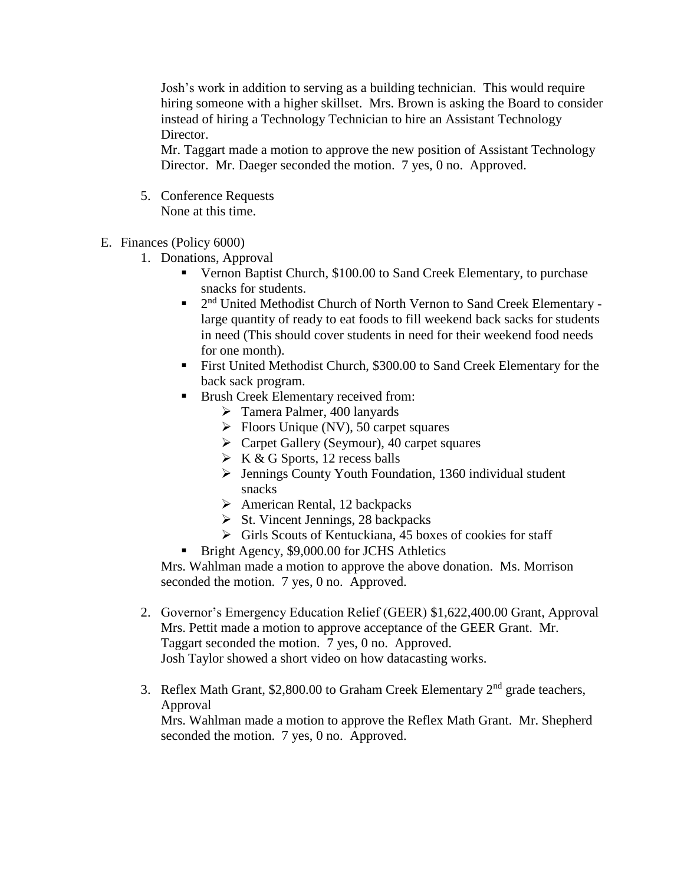Josh's work in addition to serving as a building technician. This would require hiring someone with a higher skillset. Mrs. Brown is asking the Board to consider instead of hiring a Technology Technician to hire an Assistant Technology Director.
Mr. Taggart made a motion to approve the new position of Assistant Technology Director. Mr. Daeger seconded the motion. 7 yes, 0 no. Approved.

5. Conference Requests
   None at this time.

E. Finances (Policy 6000)
   1. Donations, Approval
      - Vernon Baptist Church, $100.00 to Sand Creek Elementary, to purchase snacks for students.
      - 2nd United Methodist Church of North Vernon to Sand Creek Elementary - large quantity of ready to eat foods to fill weekend back sacks for students in need (This should cover students in need for their weekend food needs for one month).
      - First United Methodist Church, $300.00 to Sand Creek Elementary for the back sack program.
      - Brush Creek Elementary received from:
        - Tamera Palmer, 400 lanyards
        - Floors Unique (NV), 50 carpet squares
        - Carpet Gallery (Seymour), 40 carpet squares
        - K & G Sports, 12 recess balls
        - Jennings County Youth Foundation, 1360 individual student snacks
        - American Rental, 12 backpacks
        - St. Vincent Jennings, 28 backpacks
        - Girls Scouts of Kentuckiana, 45 boxes of cookies for staff
      - Bright Agency, $9,000.00 for JCHS Athletics

      Mrs. Wahlman made a motion to approve the above donation. Ms. Morrison seconded the motion. 7 yes, 0 no. Approved.

   2. Governor's Emergency Education Relief (GEER) $1,622,400.00 Grant, Approval
      Mrs. Pettit made a motion to approve acceptance of the GEER Grant. Mr. Taggart seconded the motion. 7 yes, 0 no. Approved.
      Josh Taylor showed a short video on how datacasting works.

   3. Reflex Math Grant, $2,800.00 to Graham Creek Elementary 2nd grade teachers, Approval
      Mrs. Wahlman made a motion to approve the Reflex Math Grant. Mr. Shepherd seconded the motion. 7 yes, 0 no. Approved.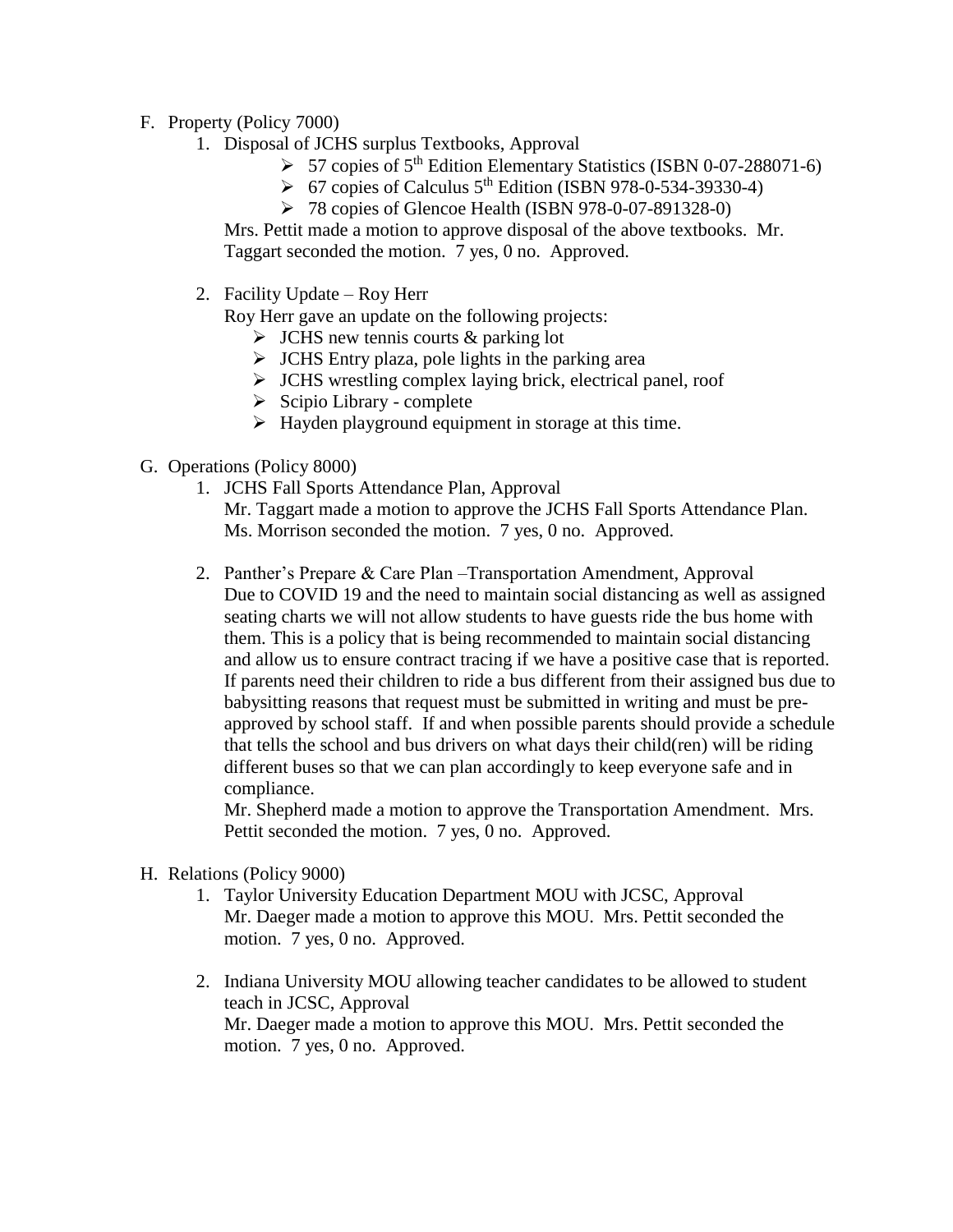F. Property (Policy 7000)

1. Disposal of JCHS surplus Textbooks, Approval
   - 57 copies of 5th Edition Elementary Statistics (ISBN 0-07-288071-6)
   - 67 copies of Calculus 5th Edition (ISBN 978-0-534-39330-4)
   - 78 copies of Glencoe Health (ISBN 978-0-07-891328-0)

   Mrs. Pettit made a motion to approve disposal of the above textbooks. Mr. Taggart seconded the motion. 7 yes, 0 no. Approved.

2. Facility Update – Roy Herr

   Roy Herr gave an update on the following projects:
   - JCHS new tennis courts & parking lot
   - JCHS Entry plaza, pole lights in the parking area
   - JCHS wrestling complex laying brick, electrical panel, roof
   - Scipio Library - complete
   - Hayden playground equipment in storage at this time.

G. Operations (Policy 8000)

1. JCHS Fall Sports Attendance Plan, Approval

   Mr. Taggart made a motion to approve the JCHS Fall Sports Attendance Plan. Ms. Morrison seconded the motion. 7 yes, 0 no. Approved.

2. Panther's Prepare & Care Plan –Transportation Amendment, Approval

   Due to COVID 19 and the need to maintain social distancing as well as assigned seating charts we will not allow students to have guests ride the bus home with them. This is a policy that is being recommended to maintain social distancing and allow us to ensure contract tracing if we have a positive case that is reported. If parents need their children to ride a bus different from their assigned bus due to babysitting reasons that request must be submitted in writing and must be pre-approved by school staff. If and when possible parents should provide a schedule that tells the school and bus drivers on what days their child(ren) will be riding different buses so that we can plan accordingly to keep everyone safe and in compliance.

   Mr. Shepherd made a motion to approve the Transportation Amendment. Mrs. Pettit seconded the motion. 7 yes, 0 no. Approved.

H. Relations (Policy 9000)

1. Taylor University Education Department MOU with JCSC, Approval

   Mr. Daeger made a motion to approve this MOU. Mrs. Pettit seconded the motion. 7 yes, 0 no. Approved.

2. Indiana University MOU allowing teacher candidates to be allowed to student teach in JCSC, Approval

   Mr. Daeger made a motion to approve this MOU. Mrs. Pettit seconded the motion. 7 yes, 0 no. Approved.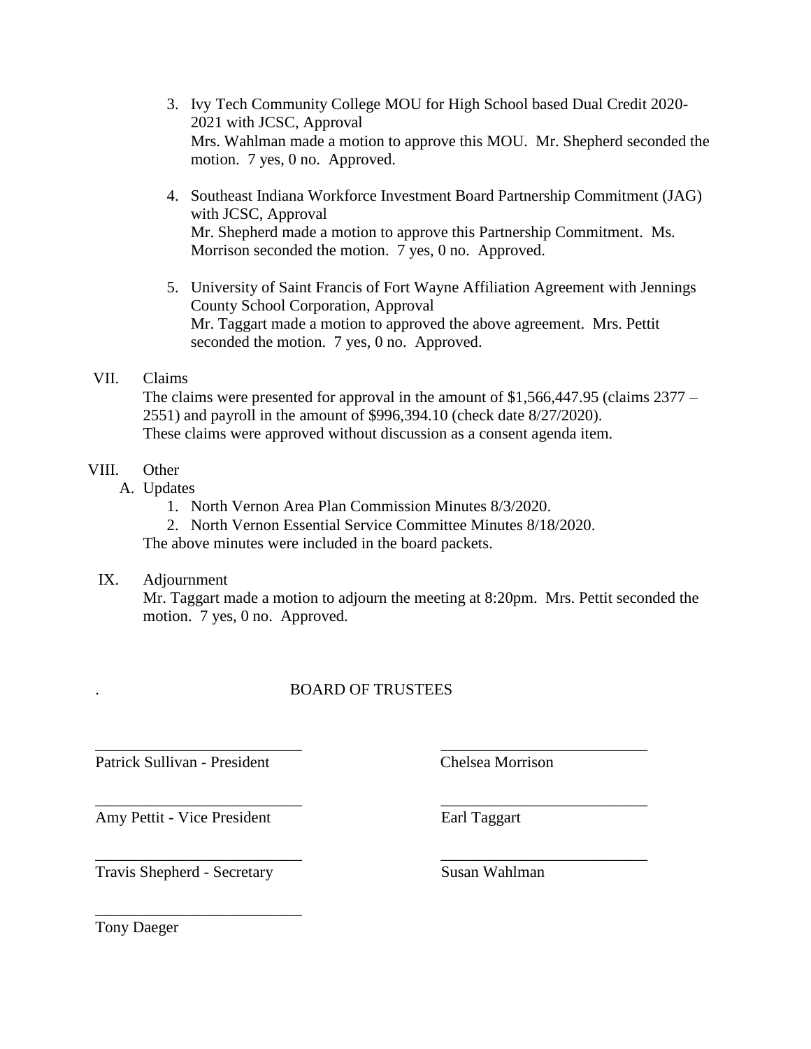3. Ivy Tech Community College MOU for High School based Dual Credit 2020-2021 with JCSC, Approval
   Mrs. Wahlman made a motion to approve this MOU. Mr. Shepherd seconded the motion. 7 yes, 0 no. Approved.

4. Southeast Indiana Workforce Investment Board Partnership Commitment (JAG) with JCSC, Approval
   Mr. Shepherd made a motion to approve this Partnership Commitment. Ms. Morrison seconded the motion. 7 yes, 0 no. Approved.

5. University of Saint Francis of Fort Wayne Affiliation Agreement with Jennings County School Corporation, Approval
   Mr. Taggart made a motion to approved the above agreement. Mrs. Pettit seconded the motion. 7 yes, 0 no. Approved.

VII. Claims

The claims were presented for approval in the amount of $1,566,447.95 (claims 2377 – 2551) and payroll in the amount of $996,394.10 (check date 8/27/2020). These claims were approved without discussion as a consent agenda item.

VIII. Other

A. Updates

1. North Vernon Area Plan Commission Minutes 8/3/2020.
2. North Vernon Essential Service Committee Minutes 8/18/2020.

The above minutes were included in the board packets.

IX. Adjournment

Mr. Taggart made a motion to adjourn the meeting at 8:20pm. Mrs. Pettit seconded the motion. 7 yes, 0 no. Approved.

. BOARD OF TRUSTEES

| | |
|---|---|
| ___________________________ | ___________________________ |
| Patrick Sullivan - President | Chelsea Morrison |
| ___________________________ | ___________________________ |
| Amy Pettit - Vice President | Earl Taggart |
| ___________________________ | ___________________________ |
| Travis Shepherd - Secretary | Susan Wahlman |
| ___________________________ | |
| Tony Daeger | |